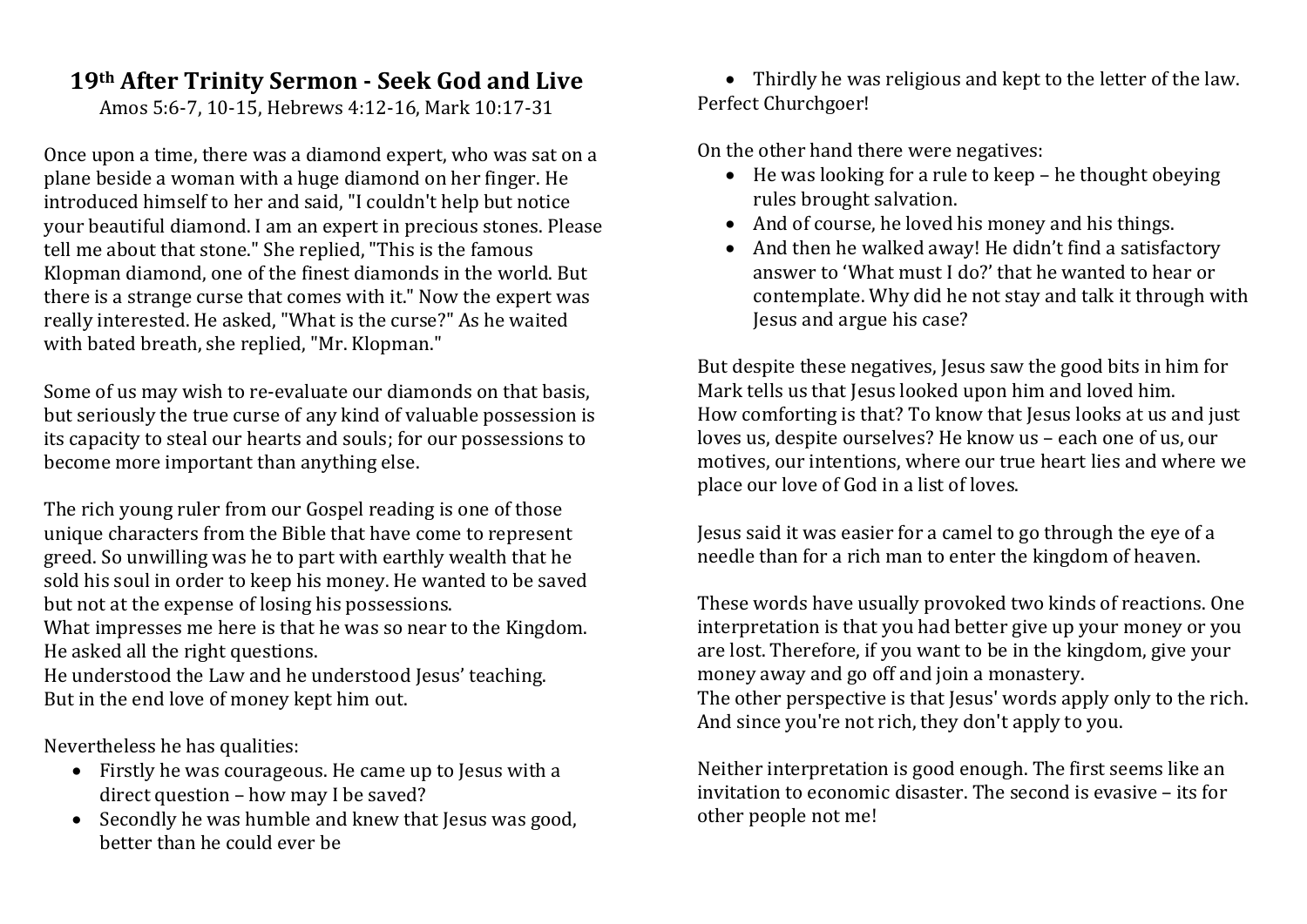# 19th After Trinity Sermon - Seek God and Live

Amos 5:6-7, 10-15, Hebrews 4:12-16, Mark 10:17-31

Once upon a time, there was a diamond expert, who was sat on a plane beside a woman with a huge diamond on her finger. He introduced himself to her and said, "I couldn't help but notice your beautiful diamond. I am an expert in precious stones. Please tell me about that stone." She replied, "This is the famous Klopman diamond, one of the finest diamonds in the world. But there is a strange curse that comes with it." Now the expert was really interested. He asked, "What is the curse?" As he waited with bated breath, she replied, "Mr. Klopman."

Some of us may wish to re-evaluate our diamonds on that basis, but seriously the true curse of any kind of valuable possession is its capacity to steal our hearts and souls; for our possessions to become more important than anything else.

The rich young ruler from our Gospel reading is one of those unique characters from the Bible that have come to represent greed. So unwilling was he to part with earthly wealth that he sold his soul in order to keep his money. He wanted to be saved but not at the expense of losing his possessions.
What impresses me here is that he was so near to the Kingdom. He asked all the right questions.
He understood the Law and he understood Jesus' teaching.
But in the end love of money kept him out.

Nevertheless he has qualities:

- Firstly he was courageous. He came up to Jesus with a direct question – how may I be saved?
- Secondly he was humble and knew that Jesus was good, better than he could ever be
- Thirdly he was religious and kept to the letter of the law. Perfect Churchgoer!

On the other hand there were negatives:

- He was looking for a rule to keep – he thought obeying rules brought salvation.
- And of course, he loved his money and his things.
- And then he walked away! He didn't find a satisfactory answer to 'What must I do?' that he wanted to hear or contemplate. Why did he not stay and talk it through with Jesus and argue his case?

But despite these negatives, Jesus saw the good bits in him for Mark tells us that Jesus looked upon him and loved him.
How comforting is that? To know that Jesus looks at us and just loves us, despite ourselves? He know us – each one of us, our motives, our intentions, where our true heart lies and where we place our love of God in a list of loves.

Jesus said it was easier for a camel to go through the eye of a needle than for a rich man to enter the kingdom of heaven.

These words have usually provoked two kinds of reactions. One interpretation is that you had better give up your money or you are lost. Therefore, if you want to be in the kingdom, give your money away and go off and join a monastery.
The other perspective is that Jesus' words apply only to the rich. And since you're not rich, they don't apply to you.

Neither interpretation is good enough. The first seems like an invitation to economic disaster. The second is evasive – its for other people not me!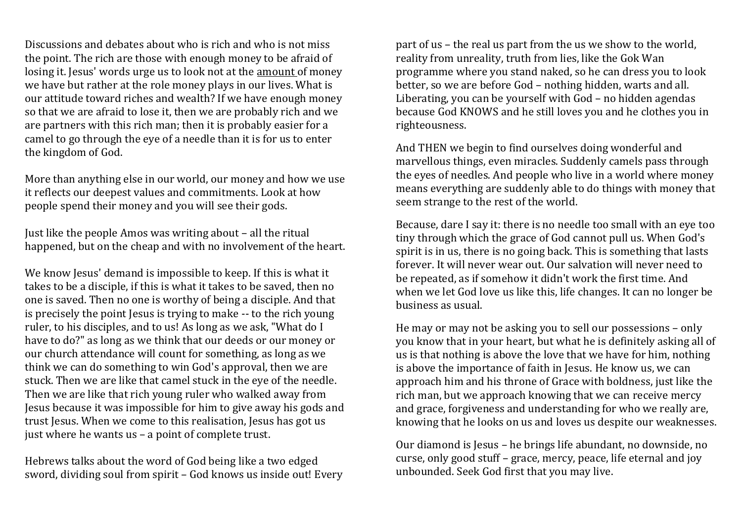Discussions and debates about who is rich and who is not miss the point. The rich are those with enough money to be afraid of losing it. Jesus' words urge us to look not at the <u>amount</u> of money we have but rather at the role money plays in our lives. What is our attitude toward riches and wealth? If we have enough money so that we are afraid to lose it, then we are probably rich and we are partners with this rich man; then it is probably easier for a camel to go through the eye of a needle than it is for us to enter the kingdom of God.

More than anything else in our world, our money and how we use it reflects our deepest values and commitments. Look at how people spend their money and you will see their gods.

Just like the people Amos was writing about – all the ritual happened, but on the cheap and with no involvement of the heart.

We know Jesus' demand is impossible to keep. If this is what it takes to be a disciple, if this is what it takes to be saved, then no one is saved. Then no one is worthy of being a disciple. And that is precisely the point Jesus is trying to make -- to the rich young ruler, to his disciples, and to us! As long as we ask, "What do I have to do?" as long as we think that our deeds or our money or our church attendance will count for something, as long as we think we can do something to win God's approval, then we are stuck. Then we are like that camel stuck in the eye of the needle. Then we are like that rich young ruler who walked away from Jesus because it was impossible for him to give away his gods and trust Jesus. When we come to this realisation, Jesus has got us just where he wants us – a point of complete trust.

Hebrews talks about the word of God being like a two edged sword, dividing soul from spirit – God knows us inside out! Every part of us – the real us part from the us we show to the world, reality from unreality, truth from lies, like the Gok Wan programme where you stand naked, so he can dress you to look better, so we are before God – nothing hidden, warts and all. Liberating, you can be yourself with God – no hidden agendas because God KNOWS and he still loves you and he clothes you in righteousness.

And THEN we begin to find ourselves doing wonderful and marvellous things, even miracles. Suddenly camels pass through the eyes of needles. And people who live in a world where money means everything are suddenly able to do things with money that seem strange to the rest of the world.

Because, dare I say it: there is no needle too small with an eye too tiny through which the grace of God cannot pull us. When God's spirit is in us, there is no going back. This is something that lasts forever. It will never wear out. Our salvation will never need to be repeated, as if somehow it didn't work the first time. And when we let God love us like this, life changes. It can no longer be business as usual.

He may or may not be asking you to sell our possessions – only you know that in your heart, but what he is definitely asking all of us is that nothing is above the love that we have for him, nothing is above the importance of faith in Jesus. He know us, we can approach him and his throne of Grace with boldness, just like the rich man, but we approach knowing that we can receive mercy and grace, forgiveness and understanding for who we really are, knowing that he looks on us and loves us despite our weaknesses.

Our diamond is Jesus – he brings life abundant, no downside, no curse, only good stuff – grace, mercy, peace, life eternal and joy unbounded. Seek God first that you may live.